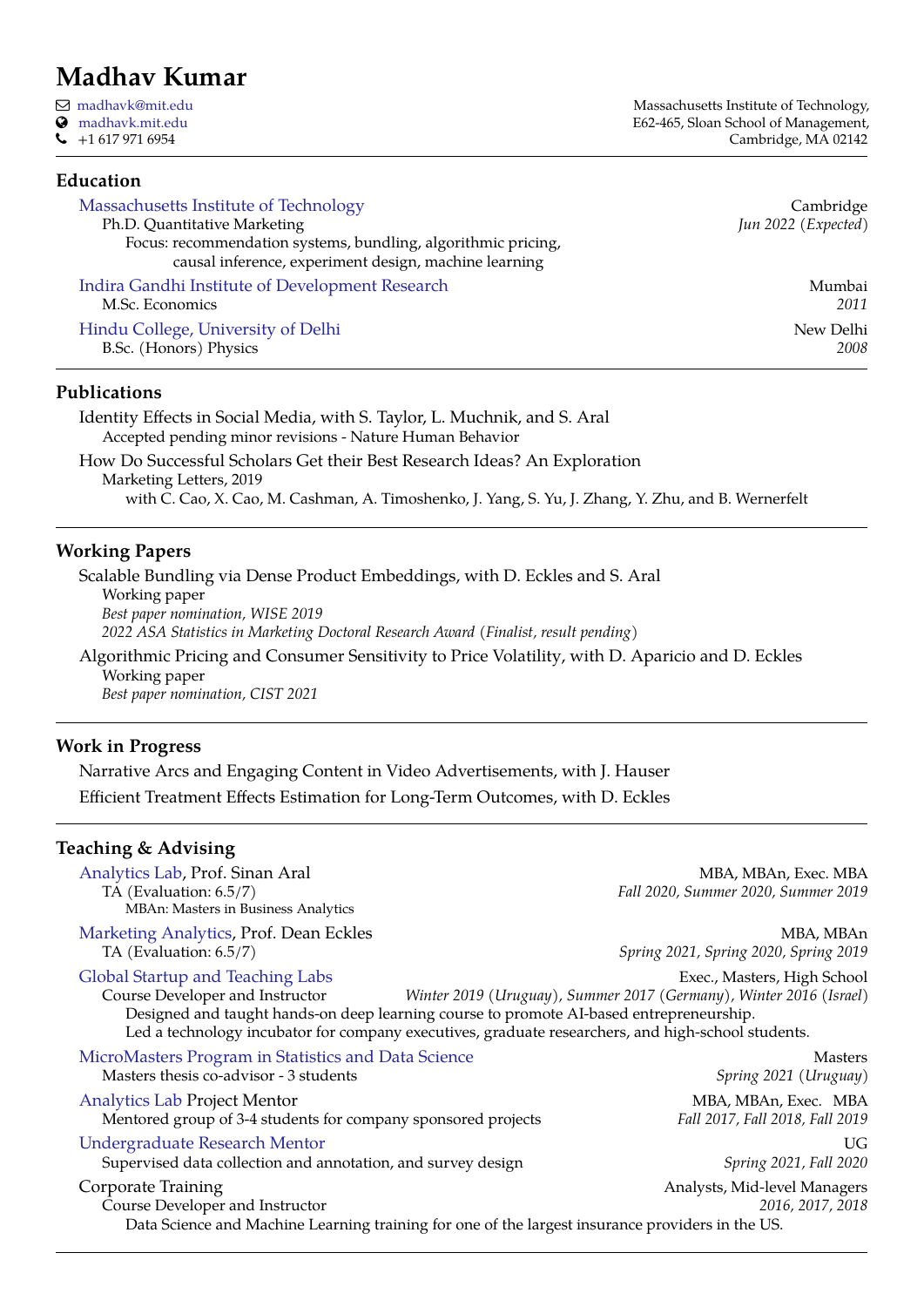# Madhav Kumar

madhavk@mit.edu
madhavk.mit.edu
+1 617 971 6954

Massachusetts Institute of Technology,
E62-465, Sloan School of Management,
Cambridge, MA 02142

## Education

**Massachusetts Institute of Technology** — Cambridge
Ph.D. Quantitative Marketing — *Jun 2022 (Expected)*
Focus: recommendation systems, bundling, algorithmic pricing, causal inference, experiment design, machine learning

**Indira Gandhi Institute of Development Research** — Mumbai
M.Sc. Economics — *2011*

**Hindu College, University of Delhi** — New Delhi
B.Sc. (Honors) Physics — *2008*

## Publications

Identity Effects in Social Media, with S. Taylor, L. Muchnik, and S. Aral
Accepted pending minor revisions - Nature Human Behavior

How Do Successful Scholars Get their Best Research Ideas? An Exploration
Marketing Letters, 2019
with C. Cao, X. Cao, M. Cashman, A. Timoshenko, J. Yang, S. Yu, J. Zhang, Y. Zhu, and B. Wernerfelt

## Working Papers

Scalable Bundling via Dense Product Embeddings, with D. Eckles and S. Aral
Working paper
*Best paper nomination, WISE 2019*
*2022 ASA Statistics in Marketing Doctoral Research Award (Finalist, result pending)*

Algorithmic Pricing and Consumer Sensitivity to Price Volatility, with D. Aparicio and D. Eckles
Working paper
*Best paper nomination, CIST 2021*

## Work in Progress

Narrative Arcs and Engaging Content in Video Advertisements, with J. Hauser

Efficient Treatment Effects Estimation for Long-Term Outcomes, with D. Eckles

## Teaching & Advising

**Analytics Lab**, Prof. Sinan Aral — MBA, MBAn, Exec. MBA
TA (Evaluation: 6.5/7) — *Fall 2020, Summer 2020, Summer 2019*
MBAn: Masters in Business Analytics

**Marketing Analytics**, Prof. Dean Eckles — MBA, MBAn
TA (Evaluation: 6.5/7) — *Spring 2021, Spring 2020, Spring 2019*

**Global Startup and Teaching Labs** — Exec., Masters, High School
Course Developer and Instructor — *Winter 2019 (Uruguay), Summer 2017 (Germany), Winter 2016 (Israel)*
Designed and taught hands-on deep learning course to promote AI-based entrepreneurship.
Led a technology incubator for company executives, graduate researchers, and high-school students.

**MicroMasters Program in Statistics and Data Science** — Masters
Masters thesis co-advisor - 3 students — *Spring 2021 (Uruguay)*

**Analytics Lab** Project Mentor — MBA, MBAn, Exec. MBA
Mentored group of 3-4 students for company sponsored projects — *Fall 2017, Fall 2018, Fall 2019*

**Undergraduate Research Mentor** — UG
Supervised data collection and annotation, and survey design — *Spring 2021, Fall 2020*

**Corporate Training** — Analysts, Mid-level Managers
Course Developer and Instructor — *2016, 2017, 2018*
Data Science and Machine Learning training for one of the largest insurance providers in the US.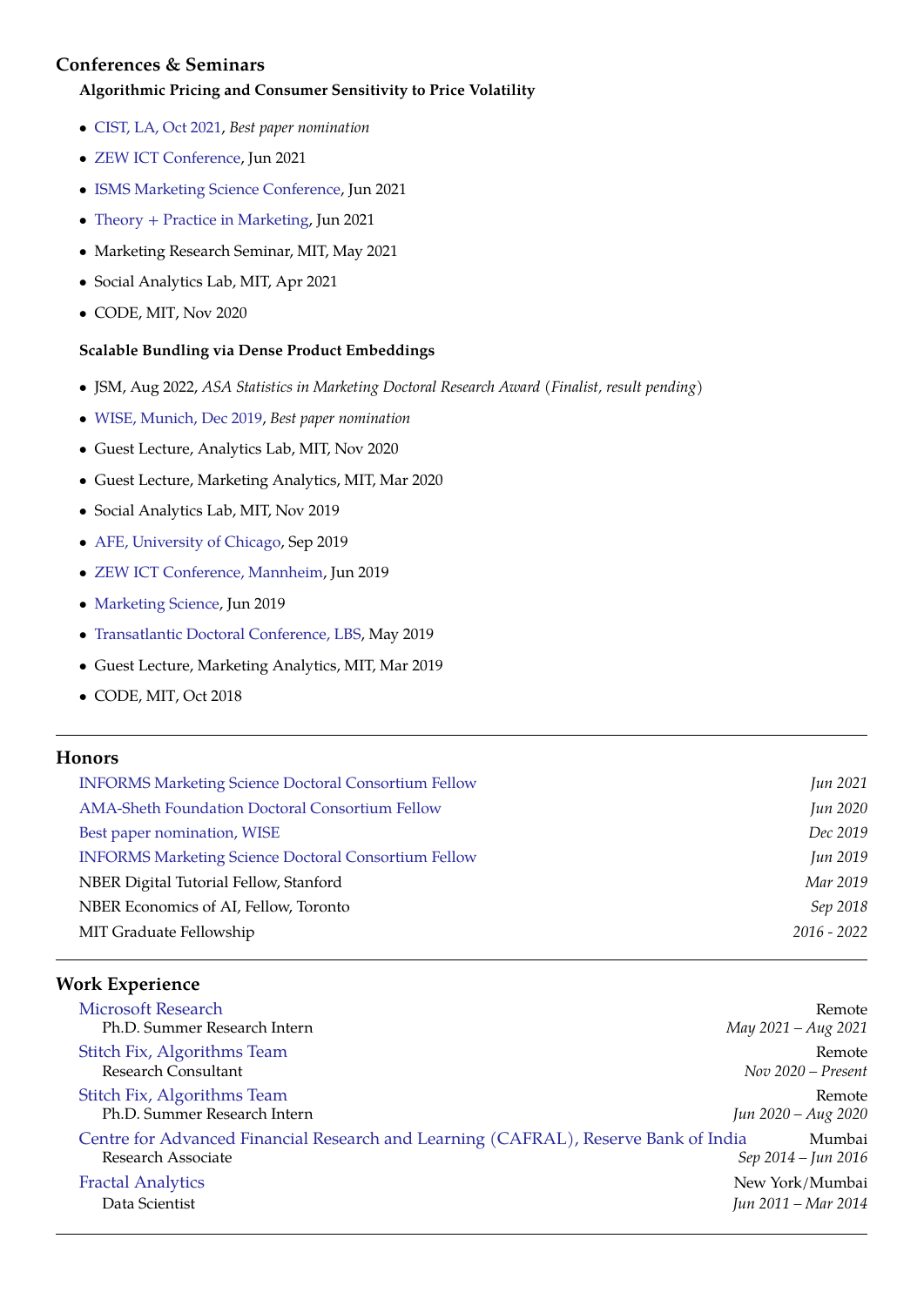## Conferences & Seminars

### Algorithmic Pricing and Consumer Sensitivity to Price Volatility

- CIST, LA, Oct 2021, *Best paper nomination*
- ZEW ICT Conference, Jun 2021
- ISMS Marketing Science Conference, Jun 2021
- Theory + Practice in Marketing, Jun 2021
- Marketing Research Seminar, MIT, May 2021
- Social Analytics Lab, MIT, Apr 2021
- CODE, MIT, Nov 2020

### Scalable Bundling via Dense Product Embeddings

- JSM, Aug 2022, *ASA Statistics in Marketing Doctoral Research Award* (*Finalist, result pending*)
- WISE, Munich, Dec 2019, *Best paper nomination*
- Guest Lecture, Analytics Lab, MIT, Nov 2020
- Guest Lecture, Marketing Analytics, MIT, Mar 2020
- Social Analytics Lab, MIT, Nov 2019
- AFE, University of Chicago, Sep 2019
- ZEW ICT Conference, Mannheim, Jun 2019
- Marketing Science, Jun 2019
- Transatlantic Doctoral Conference, LBS, May 2019
- Guest Lecture, Marketing Analytics, MIT, Mar 2019
- CODE, MIT, Oct 2018

---

## Honors

| | |
|---|---|
| INFORMS Marketing Science Doctoral Consortium Fellow | *Jun 2021* |
| AMA-Sheth Foundation Doctoral Consortium Fellow | *Jun 2020* |
| Best paper nomination, WISE | *Dec 2019* |
| INFORMS Marketing Science Doctoral Consortium Fellow | *Jun 2019* |
| NBER Digital Tutorial Fellow, Stanford | *Mar 2019* |
| NBER Economics of AI, Fellow, Toronto | *Sep 2018* |
| MIT Graduate Fellowship | *2016 - 2022* |

---

## Work Experience

**Microsoft Research** — Remote
Ph.D. Summer Research Intern — *May 2021 – Aug 2021*

**Stitch Fix, Algorithms Team** — Remote
Research Consultant — *Nov 2020 – Present*

**Stitch Fix, Algorithms Team** — Remote
Ph.D. Summer Research Intern — *Jun 2020 – Aug 2020*

**Centre for Advanced Financial Research and Learning (CAFRAL), Reserve Bank of India** — Mumbai
Research Associate — *Sep 2014 – Jun 2016*

**Fractal Analytics** — New York/Mumbai
Data Scientist — *Jun 2011 – Mar 2014*

---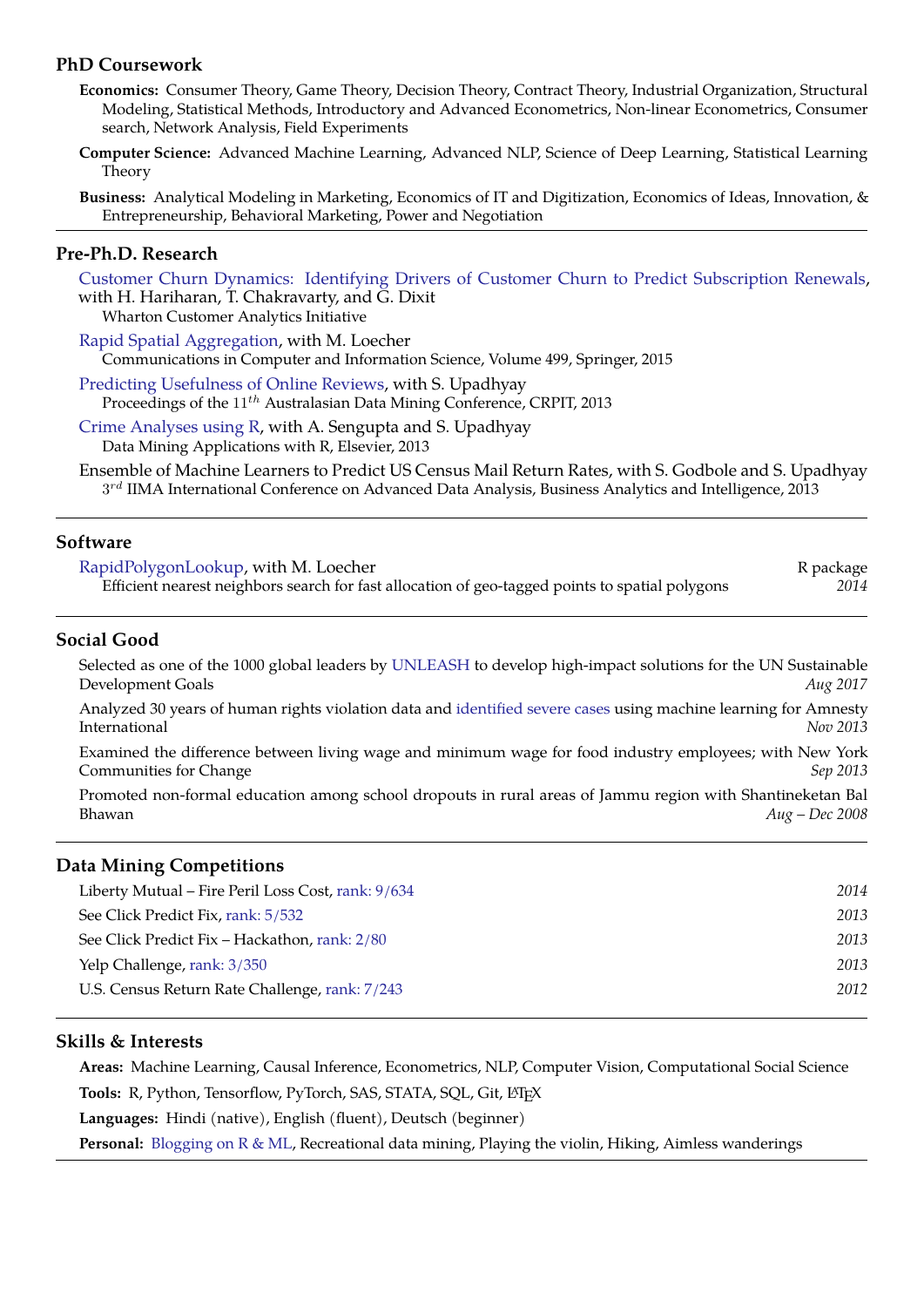## PhD Coursework

**Economics:** Consumer Theory, Game Theory, Decision Theory, Contract Theory, Industrial Organization, Structural Modeling, Statistical Methods, Introductory and Advanced Econometrics, Non-linear Econometrics, Consumer search, Network Analysis, Field Experiments

**Computer Science:** Advanced Machine Learning, Advanced NLP, Science of Deep Learning, Statistical Learning Theory

**Business:** Analytical Modeling in Marketing, Economics of IT and Digitization, Economics of Ideas, Innovation, & Entrepreneurship, Behavioral Marketing, Power and Negotiation

---

## Pre-Ph.D. Research

Customer Churn Dynamics: Identifying Drivers of Customer Churn to Predict Subscription Renewals, with H. Hariharan, T. Chakravarty, and G. Dixit
Wharton Customer Analytics Initiative

Rapid Spatial Aggregation, with M. Loecher
Communications in Computer and Information Science, Volume 499, Springer, 2015

Predicting Usefulness of Online Reviews, with S. Upadhyay
Proceedings of the $11^{th}$ Australasian Data Mining Conference, CRPIT, 2013

Crime Analyses using R, with A. Sengupta and S. Upadhyay
Data Mining Applications with R, Elsevier, 2013

Ensemble of Machine Learners to Predict US Census Mail Return Rates, with S. Godbole and S. Upadhyay
$3^{rd}$ IIMA International Conference on Advanced Data Analysis, Business Analytics and Intelligence, 2013

---

## Software

RapidPolygonLookup, with M. Loecher — R package
Efficient nearest neighbors search for fast allocation of geo-tagged points to spatial polygons — *2014*

---

## Social Good

Selected as one of the 1000 global leaders by UNLEASH to develop high-impact solutions for the UN Sustainable Development Goals — *Aug 2017*

Analyzed 30 years of human rights violation data and identified severe cases using machine learning for Amnesty International — *Nov 2013*

Examined the difference between living wage and minimum wage for food industry employees; with New York Communities for Change — *Sep 2013*

Promoted non-formal education among school dropouts in rural areas of Jammu region with Shantineketan Bal Bhawan — *Aug – Dec 2008*

---

## Data Mining Competitions

- Liberty Mutual – Fire Peril Loss Cost, rank: 9/634 — *2014*
- See Click Predict Fix, rank: 5/532 — *2013*
- See Click Predict Fix – Hackathon, rank: 2/80 — *2013*
- Yelp Challenge, rank: 3/350 — *2013*
- U.S. Census Return Rate Challenge, rank: 7/243 — *2012*

---

## Skills & Interests

**Areas:** Machine Learning, Causal Inference, Econometrics, NLP, Computer Vision, Computational Social Science

**Tools:** R, Python, Tensorflow, PyTorch, SAS, STATA, SQL, Git, LaTeX

**Languages:** Hindi (native), English (fluent), Deutsch (beginner)

**Personal:** Blogging on R & ML, Recreational data mining, Playing the violin, Hiking, Aimless wanderings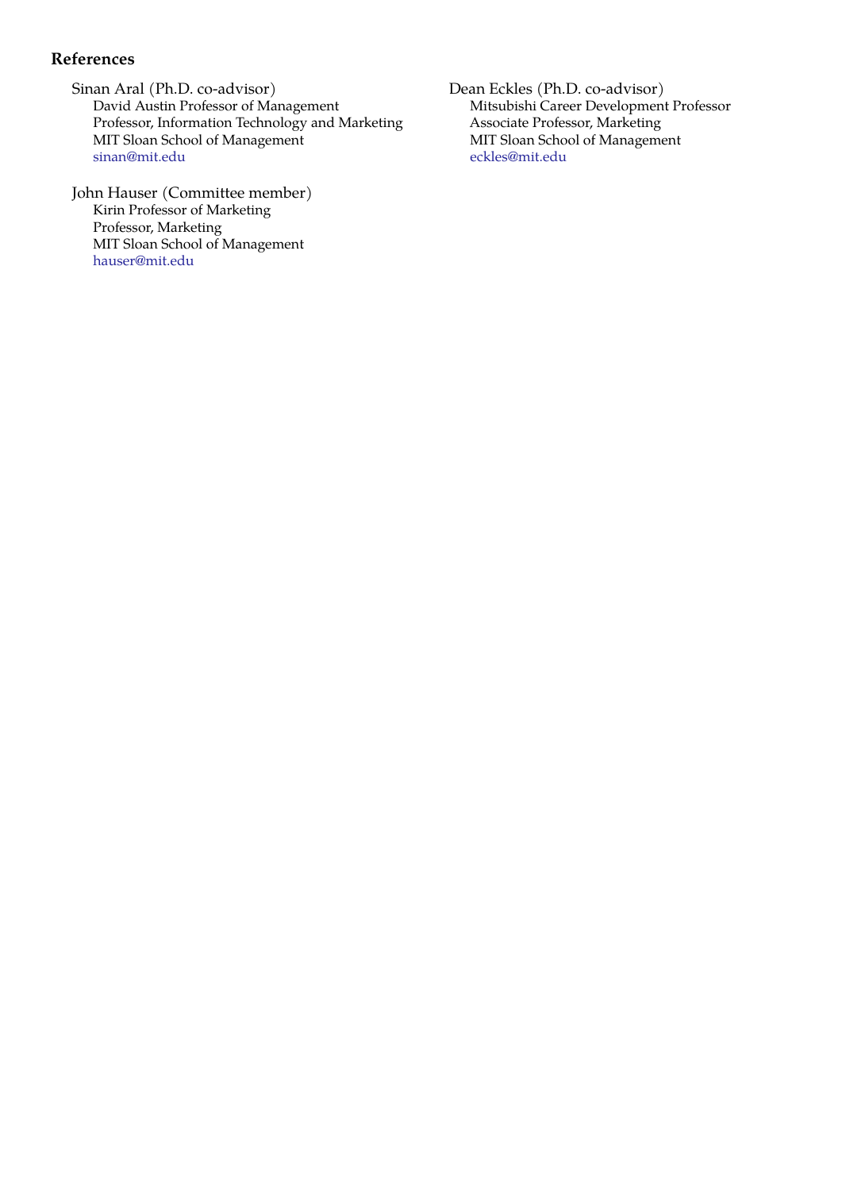## References

Sinan Aral (Ph.D. co-advisor)
David Austin Professor of Management
Professor, Information Technology and Marketing
MIT Sloan School of Management
sinan@mit.edu

Dean Eckles (Ph.D. co-advisor)
Mitsubishi Career Development Professor
Associate Professor, Marketing
MIT Sloan School of Management
eckles@mit.edu

John Hauser (Committee member)
Kirin Professor of Marketing
Professor, Marketing
MIT Sloan School of Management
hauser@mit.edu